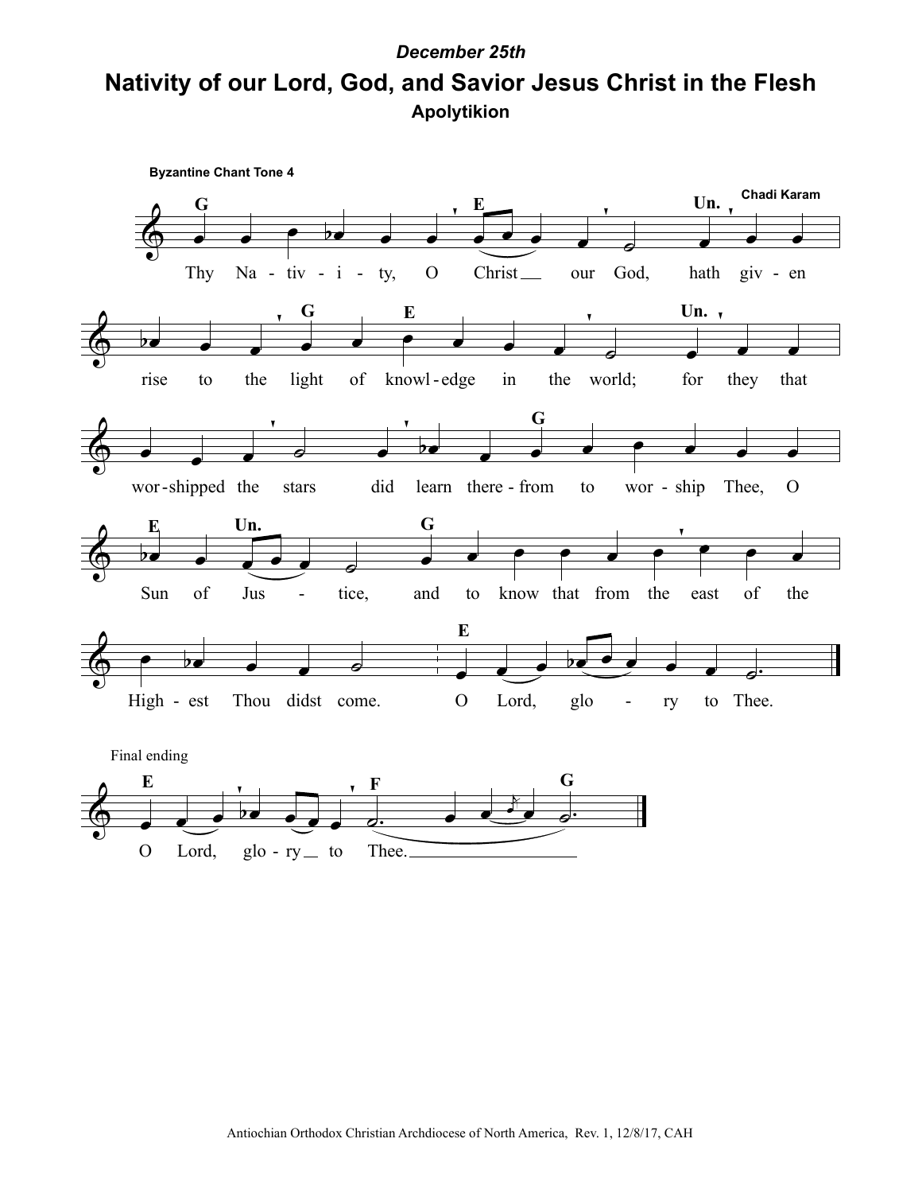*December 25th*

# Nativity of our Lord, God, and Savior Jesus Christ in the Flesh

## Apolytikion

**Byzantine Chant Tone 4**

**Chadi Karam**

Thy Na - tiv - i - ty, O Christ our God, hath giv - en rise to the light of knowl - edge in the world; for they that wor - shipped the stars did learn there - from to wor - ship Thee, O Sun of Jus - tice, and to know that from the east of the High - est Thou didst come. O Lord, glo - ry to Thee.

Final ending

O Lord, glo - ry to Thee.

Antiochian Orthodox Christian Archdiocese of North America, Rev. 1, 12/8/17, CAH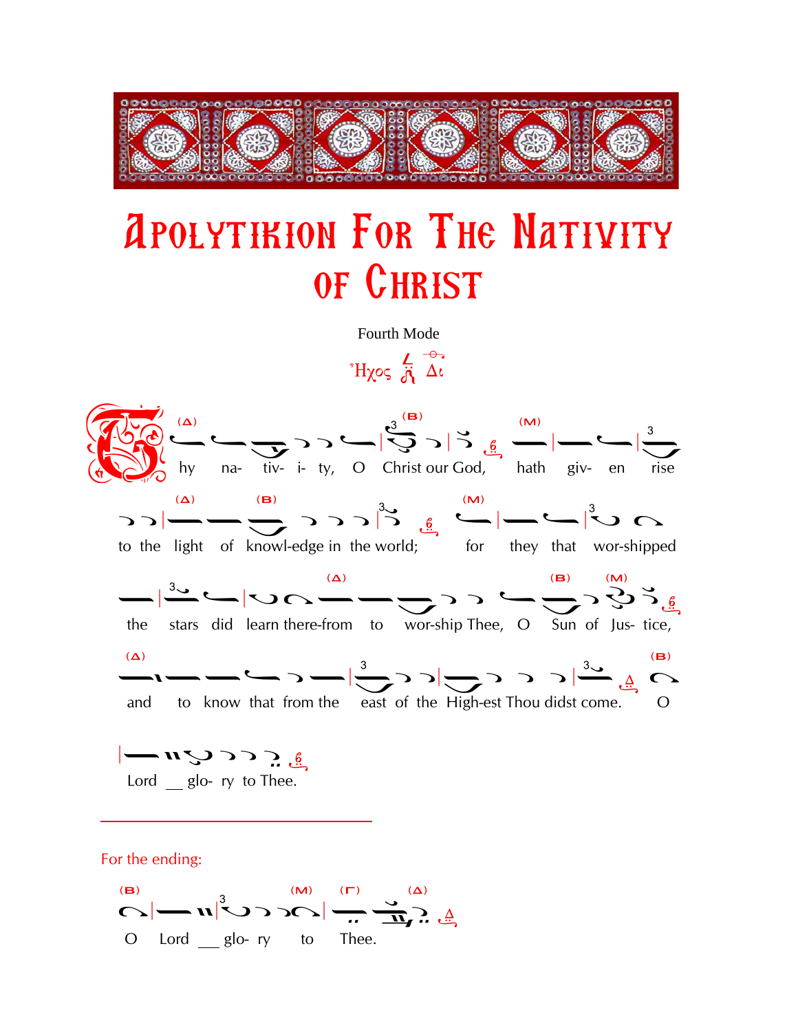# Apolytikion For The Nativity of Christ

Fourth Mode

Ἦχος Δι

(Δ) Thy na- tiv- i- ty, O (Β) Christ our God, (Μ) hath giv- en rise to the (Δ) light of (Β) knowl-edge in the world; (Μ) for they that wor-shipped the stars did learn there-from (Δ) to wor-ship Thee, O (Β) Sun of (Μ) Jus- tice, (Δ) and to know that from the east of the High-est Thou didst come. (Β) O Lord __ glo- ry to Thee.

For the ending:

(Β) O Lord __ glo- ry (Μ) to (Γ) Thee. (Δ)